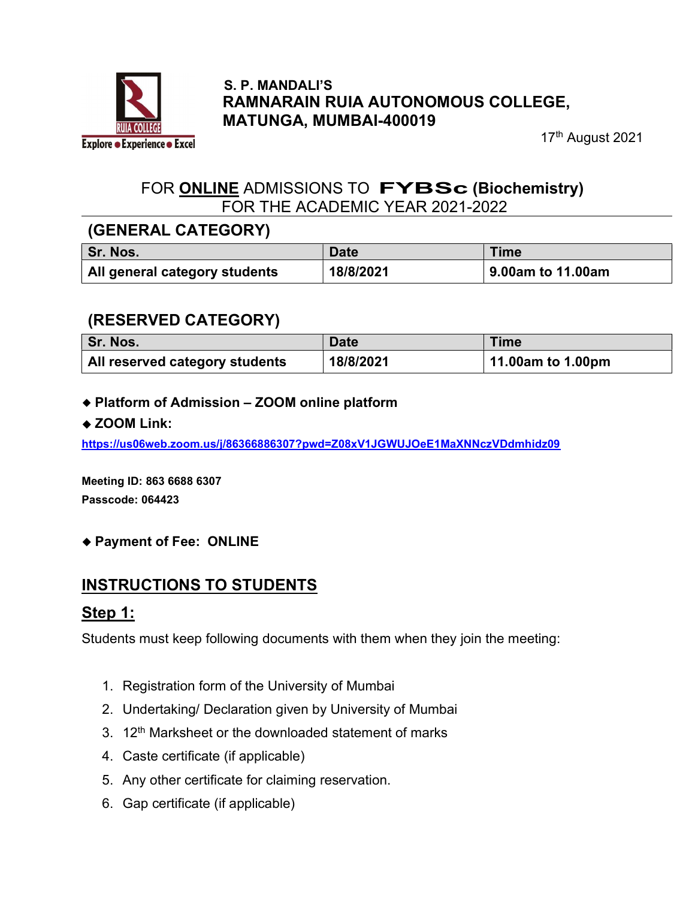**S. P. MANDALI'S**
**RAMNARAIN RUIA AUTONOMOUS COLLEGE, MATUNGA, MUMBAI-400019**

17th August 2021

## FOR ONLINE ADMISSIONS TO FYBSc (Biochemistry)
## FOR THE ACADEMIC YEAR 2021-2022

### (GENERAL CATEGORY)

| Sr. Nos. | Date | Time |
|---|---|---|
| All general category students | 18/8/2021 | 9.00am to 11.00am |

### (RESERVED CATEGORY)

| Sr. Nos. | Date | Time |
|---|---|---|
| All reserved category students | 18/8/2021 | 11.00am to 1.00pm |

- **Platform of Admission – ZOOM online platform**
- **ZOOM Link:**

https://us06web.zoom.us/j/86366886307?pwd=Z08xV1JGWUJOeE1MaXNNczVDdmhidz09

**Meeting ID: 863 6688 6307**
**Passcode: 064423**

- **Payment of Fee: ONLINE**

## INSTRUCTIONS TO STUDENTS

### Step 1:

Students must keep following documents with them when they join the meeting:

1. Registration form of the University of Mumbai
2. Undertaking/ Declaration given by University of Mumbai
3. 12th Marksheet or the downloaded statement of marks
4. Caste certificate (if applicable)
5. Any other certificate for claiming reservation.
6. Gap certificate (if applicable)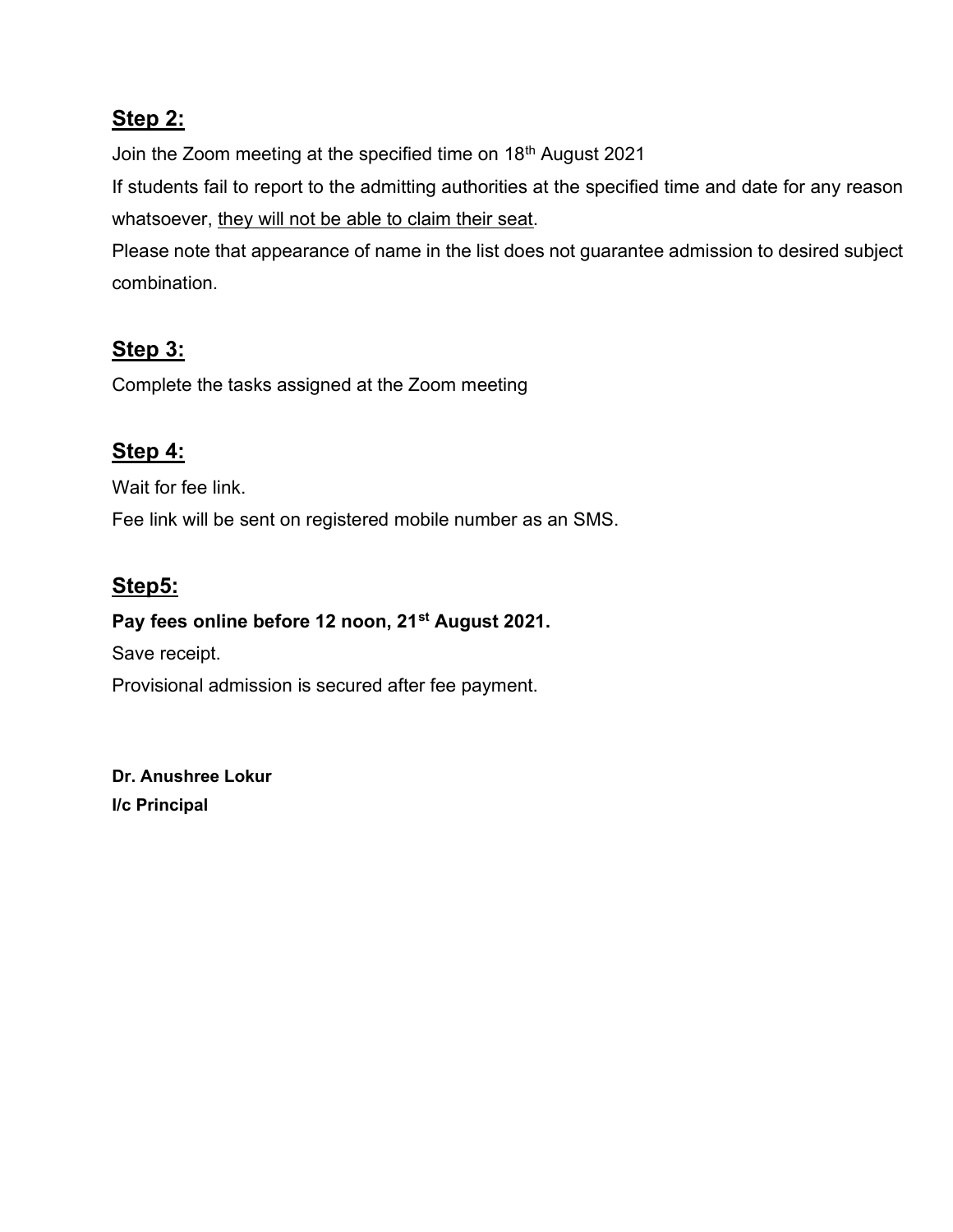## Step 2:

Join the Zoom meeting at the specified time on 18th August 2021

If students fail to report to the admitting authorities at the specified time and date for any reason whatsoever, they will not be able to claim their seat.

Please note that appearance of name in the list does not guarantee admission to desired subject combination.

## Step 3:

Complete the tasks assigned at the Zoom meeting

## Step 4:

Wait for fee link.

Fee link will be sent on registered mobile number as an SMS.

## Step5:

**Pay fees online before 12 noon, 21st August 2021.**

Save receipt.

Provisional admission is secured after fee payment.

**Dr. Anushree Lokur**
**I/c Principal**